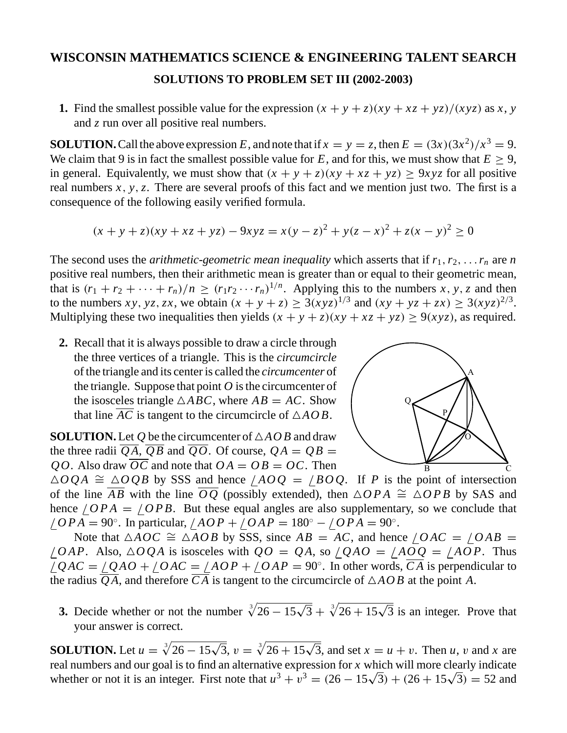# WISCONSIN MATHEMATICS SCIENCE & ENGINEERING TALENT SEARCH

## SOLUTIONS TO PROBLEM SET III (2002-2003)

**1.** Find the smallest possible value for the expression $(x + y + z)(xy + xz + yz)/(xyz)$ as $x$, $y$ and $z$ run over all positive real numbers.

**SOLUTION.** Call the above expression $E$, and note that if $x = y = z$, then $E = (3x)(3x^2)/x^3 = 9$. We claim that 9 is in fact the smallest possible value for $E$, and for this, we must show that $E \geq 9$, in general. Equivalently, we must show that $(x + y + z)(xy + xz + yz) \geq 9xyz$ for all positive real numbers $x, y, z$. There are several proofs of this fact and we mention just two. The first is a consequence of the following easily verified formula.

$$(x + y + z)(xy + xz + yz) - 9xyz = x(y - z)^2 + y(z - x)^2 + z(x - y)^2 \geq 0$$

The second uses the *arithmetic-geometric mean inequality* which asserts that if $r_1, r_2, \ldots r_n$ are $n$ positive real numbers, then their arithmetic mean is greater than or equal to their geometric mean, that is $(r_1 + r_2 + \cdots + r_n)/n \geq (r_1 r_2 \cdots r_n)^{1/n}$. Applying this to the numbers $x, y, z$ and then to the numbers $xy, yz, zx$, we obtain $(x + y + z) \geq 3(xyz)^{1/3}$ and $(xy + yz + zx) \geq 3(xyz)^{2/3}$. Multiplying these two inequalities then yields $(x + y + z)(xy + xz + yz) \geq 9(xyz)$, as required.

**2.** Recall that it is always possible to draw a circle through the three vertices of a triangle. This is the *circumcircle* of the triangle and its center is called the *circumcenter* of the triangle. Suppose that point $O$ is the circumcenter of the isosceles triangle $\triangle ABC$, where $AB = AC$. Show that line $\overline{AC}$ is tangent to the circumcircle of $\triangle AOB$.

**SOLUTION.** Let $Q$ be the circumcenter of $\triangle AOB$ and draw the three radii $\overline{QA}$, $\overline{QB}$ and $\overline{QO}$. Of course, $QA = QB = QO$. Also draw $\overline{OC}$ and note that $OA = OB = OC$. Then $\triangle OQA \cong \triangle OQB$ by SSS and hence $\angle AOQ = \angle BOQ$. If $P$ is the point of intersection of the line $\overline{AB}$ with the line $\overline{OQ}$ (possibly extended), then $\triangle OPA \cong \triangle OPB$ by SAS and hence $\angle OPA = \angle OPB$. But these equal angles are also supplementary, so we conclude that $\angle OPA = 90^\circ$. In particular, $\angle AOP + \angle OAP = 180^\circ - \angle OPA = 90^\circ$.

Note that $\triangle AOC \cong \triangle AOB$ by SSS, since $AB = AC$, and hence $\angle OAC = \angle OAB = \angle OAP$. Also, $\triangle OQA$ is isosceles with $QO = QA$, so $\angle QAO = \angle AOQ = \angle AOP$. Thus $\angle QAC = \angle QAO + \angle OAC = \angle AOP + \angle OAP = 90^\circ$. In other words, $\overline{CA}$ is perpendicular to the radius $\overline{QA}$, and therefore $\overline{CA}$ is tangent to the circumcircle of $\triangle AOB$ at the point $A$.

**3.** Decide whether or not the number $\sqrt[3]{26 - 15\sqrt{3}} + \sqrt[3]{26 + 15\sqrt{3}}$ is an integer. Prove that your answer is correct.

**SOLUTION.** Let $u = \sqrt[3]{26 - 15\sqrt{3}}$, $v = \sqrt[3]{26 + 15\sqrt{3}}$, and set $x = u + v$. Then $u$, $v$ and $x$ are real numbers and our goal is to find an alternative expression for $x$ which will more clearly indicate whether or not it is an integer. First note that $u^3 + v^3 = (26 - 15\sqrt{3}) + (26 + 15\sqrt{3}) = 52$ and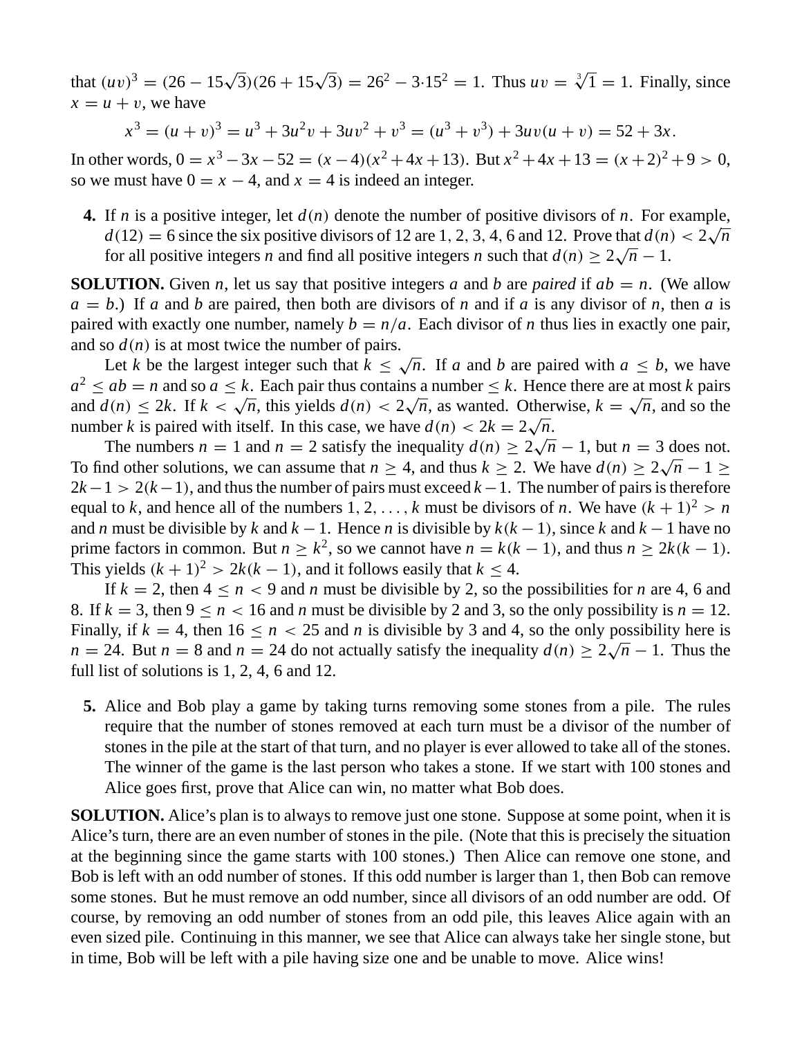that $(uv)^3 = (26 - 15\sqrt{3})(26 + 15\sqrt{3}) = 26^2 - 3{\cdot}15^2 = 1$. Thus $uv = \sqrt[3]{1} = 1$. Finally, since $x = u + v$, we have

$$x^3 = (u+v)^3 = u^3 + 3u^2v + 3uv^2 + v^3 = (u^3 + v^3) + 3uv(u+v) = 52 + 3x.$$

In other words, $0 = x^3 - 3x - 52 = (x-4)(x^2 + 4x + 13)$. But $x^2 + 4x + 13 = (x+2)^2 + 9 > 0$, so we must have $0 = x - 4$, and $x = 4$ is indeed an integer.

**4.** If $n$ is a positive integer, let $d(n)$ denote the number of positive divisors of $n$. For example, $d(12) = 6$ since the six positive divisors of 12 are 1, 2, 3, 4, 6 and 12. Prove that $d(n) < 2\sqrt{n}$ for all positive integers $n$ and find all positive integers $n$ such that $d(n) \geq 2\sqrt{n} - 1$.

**SOLUTION.** Given $n$, let us say that positive integers $a$ and $b$ are *paired* if $ab = n$. (We allow $a = b$.) If $a$ and $b$ are paired, then both are divisors of $n$ and if $a$ is any divisor of $n$, then $a$ is paired with exactly one number, namely $b = n/a$. Each divisor of $n$ thus lies in exactly one pair, and so $d(n)$ is at most twice the number of pairs.

Let $k$ be the largest integer such that $k \leq \sqrt{n}$. If $a$ and $b$ are paired with $a \leq b$, we have $a^2 \leq ab = n$ and so $a \leq k$. Each pair thus contains a number $\leq k$. Hence there are at most $k$ pairs and $d(n) \leq 2k$. If $k < \sqrt{n}$, this yields $d(n) < 2\sqrt{n}$, as wanted. Otherwise, $k = \sqrt{n}$, and so the number $k$ is paired with itself. In this case, we have $d(n) < 2k = 2\sqrt{n}$.

The numbers $n = 1$ and $n = 2$ satisfy the inequality $d(n) \geq 2\sqrt{n} - 1$, but $n = 3$ does not. To find other solutions, we can assume that $n \geq 4$, and thus $k \geq 2$. We have $d(n) \geq 2\sqrt{n} - 1 \geq 2k - 1 > 2(k-1)$, and thus the number of pairs must exceed $k - 1$. The number of pairs is therefore equal to $k$, and hence all of the numbers $1, 2, \ldots, k$ must be divisors of $n$. We have $(k+1)^2 > n$ and $n$ must be divisible by $k$ and $k - 1$. Hence $n$ is divisible by $k(k-1)$, since $k$ and $k - 1$ have no prime factors in common. But $n \geq k^2$, so we cannot have $n = k(k-1)$, and thus $n \geq 2k(k-1)$. This yields $(k+1)^2 > 2k(k-1)$, and it follows easily that $k \leq 4$.

If $k = 2$, then $4 \leq n < 9$ and $n$ must be divisible by 2, so the possibilities for $n$ are 4, 6 and 8. If $k = 3$, then $9 \leq n < 16$ and $n$ must be divisible by 2 and 3, so the only possibility is $n = 12$. Finally, if $k = 4$, then $16 \leq n < 25$ and $n$ is divisible by 3 and 4, so the only possibility here is $n = 24$. But $n = 8$ and $n = 24$ do not actually satisfy the inequality $d(n) \geq 2\sqrt{n} - 1$. Thus the full list of solutions is 1, 2, 4, 6 and 12.

**5.** Alice and Bob play a game by taking turns removing some stones from a pile. The rules require that the number of stones removed at each turn must be a divisor of the number of stones in the pile at the start of that turn, and no player is ever allowed to take all of the stones. The winner of the game is the last person who takes a stone. If we start with 100 stones and Alice goes first, prove that Alice can win, no matter what Bob does.

**SOLUTION.** Alice's plan is to always to remove just one stone. Suppose at some point, when it is Alice's turn, there are an even number of stones in the pile. (Note that this is precisely the situation at the beginning since the game starts with 100 stones.) Then Alice can remove one stone, and Bob is left with an odd number of stones. If this odd number is larger than 1, then Bob can remove some stones. But he must remove an odd number, since all divisors of an odd number are odd. Of course, by removing an odd number of stones from an odd pile, this leaves Alice again with an even sized pile. Continuing in this manner, we see that Alice can always take her single stone, but in time, Bob will be left with a pile having size one and be unable to move. Alice wins!